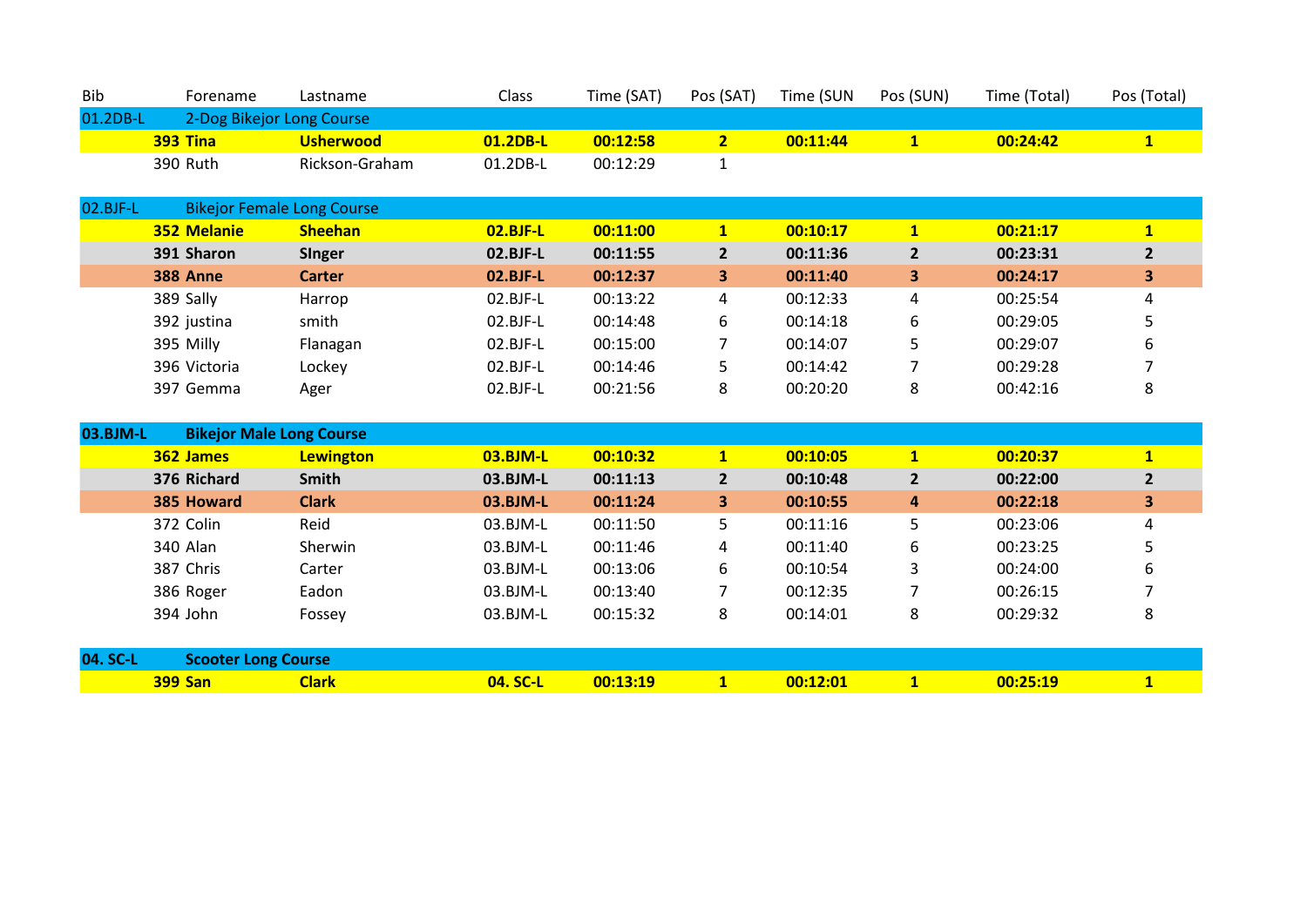| Bib | Forename | Lastname | Class | Time (SAT) | Pos (SAT) | Time (SUN | Pos (SUN) | Time (Total) | Pos (Total) |
|---|---|---|---|---|---|---|---|---|---|
| 01.2DB-L | 2-Dog Bikejor Long Course | | | | | | | | |
| **393** | **Tina** | **Usherwood** | **01.2DB-L** | **00:12:58** | **2** | **00:11:44** | **1** | **00:24:42** | **1** |
| 390 | Ruth | Rickson-Graham | 01.2DB-L | 00:12:29 | 1 | | | | |
| 02.BJF-L | Bikejor Female Long Course | | | | | | | | |
| **352** | **Melanie** | **Sheehan** | **02.BJF-L** | **00:11:00** | **1** | **00:10:17** | **1** | **00:21:17** | **1** |
| **391** | **Sharon** | **SInger** | **02.BJF-L** | **00:11:55** | **2** | **00:11:36** | **2** | **00:23:31** | **2** |
| **388** | **Anne** | **Carter** | **02.BJF-L** | **00:12:37** | **3** | **00:11:40** | **3** | **00:24:17** | **3** |
| 389 | Sally | Harrop | 02.BJF-L | 00:13:22 | 4 | 00:12:33 | 4 | 00:25:54 | 4 |
| 392 | justina | smith | 02.BJF-L | 00:14:48 | 6 | 00:14:18 | 6 | 00:29:05 | 5 |
| 395 | Milly | Flanagan | 02.BJF-L | 00:15:00 | 7 | 00:14:07 | 5 | 00:29:07 | 6 |
| 396 | Victoria | Lockey | 02.BJF-L | 00:14:46 | 5 | 00:14:42 | 7 | 00:29:28 | 7 |
| 397 | Gemma | Ager | 02.BJF-L | 00:21:56 | 8 | 00:20:20 | 8 | 00:42:16 | 8 |
| **03.BJM-L** | **Bikejor Male Long Course** | | | | | | | | |
| **362** | **James** | **Lewington** | **03.BJM-L** | **00:10:32** | **1** | **00:10:05** | **1** | **00:20:37** | **1** |
| **376** | **Richard** | **Smith** | **03.BJM-L** | **00:11:13** | **2** | **00:10:48** | **2** | **00:22:00** | **2** |
| **385** | **Howard** | **Clark** | **03.BJM-L** | **00:11:24** | **3** | **00:10:55** | **4** | **00:22:18** | **3** |
| 372 | Colin | Reid | 03.BJM-L | 00:11:50 | 5 | 00:11:16 | 5 | 00:23:06 | 4 |
| 340 | Alan | Sherwin | 03.BJM-L | 00:11:46 | 4 | 00:11:40 | 6 | 00:23:25 | 5 |
| 387 | Chris | Carter | 03.BJM-L | 00:13:06 | 6 | 00:10:54 | 3 | 00:24:00 | 6 |
| 386 | Roger | Eadon | 03.BJM-L | 00:13:40 | 7 | 00:12:35 | 7 | 00:26:15 | 7 |
| 394 | John | Fossey | 03.BJM-L | 00:15:32 | 8 | 00:14:01 | 8 | 00:29:32 | 8 |
| **04. SC-L** | **Scooter Long Course** | | | | | | | | |
| **399** | **San** | **Clark** | **04. SC-L** | **00:13:19** | **1** | **00:12:01** | **1** | **00:25:19** | **1** |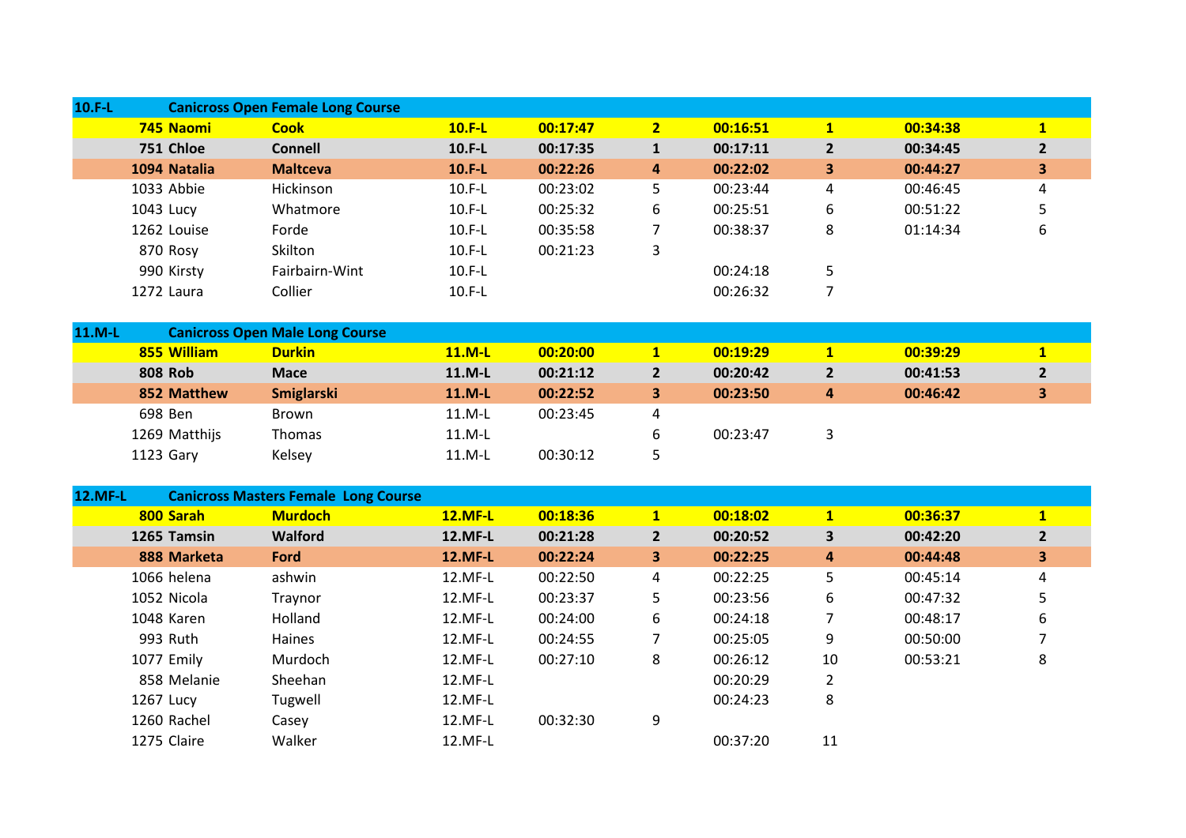| 10.F-L | Canicross Open Female Long Course | | | | | | | | |
|---|---|---|---|---|---|---|---|---|---|
| **745** | **Naomi** | **Cook** | **10.F-L** | **00:17:47** | **2** | **00:16:51** | **1** | **00:34:38** | **1** |
| **751** | **Chloe** | **Connell** | **10.F-L** | **00:17:35** | **1** | **00:17:11** | **2** | **00:34:45** | **2** |
| **1094** | **Natalia** | **Maltceva** | **10.F-L** | **00:22:26** | **4** | **00:22:02** | **3** | **00:44:27** | **3** |
| 1033 | Abbie | Hickinson | 10.F-L | 00:23:02 | 5 | 00:23:44 | 4 | 00:46:45 | 4 |
| 1043 | Lucy | Whatmore | 10.F-L | 00:25:32 | 6 | 00:25:51 | 6 | 00:51:22 | 5 |
| 1262 | Louise | Forde | 10.F-L | 00:35:58 | 7 | 00:38:37 | 8 | 01:14:34 | 6 |
| 870 | Rosy | Skilton | 10.F-L | 00:21:23 | 3 | | | | |
| 990 | Kirsty | Fairbairn-Wint | 10.F-L | | | 00:24:18 | 5 | | |
| 1272 | Laura | Collier | 10.F-L | | | 00:26:32 | 7 | | |

| 11.M-L | Canicross Open Male Long Course | | | | | | | | |
|---|---|---|---|---|---|---|---|---|---|
| **855** | **William** | **Durkin** | **11.M-L** | **00:20:00** | **1** | **00:19:29** | **1** | **00:39:29** | **1** |
| **808** | **Rob** | **Mace** | **11.M-L** | **00:21:12** | **2** | **00:20:42** | **2** | **00:41:53** | **2** |
| **852** | **Matthew** | **Smiglarski** | **11.M-L** | **00:22:52** | **3** | **00:23:50** | **4** | **00:46:42** | **3** |
| 698 | Ben | Brown | 11.M-L | 00:23:45 | 4 | | | | |
| 1269 | Matthijs | Thomas | 11.M-L | | 6 | 00:23:47 | 3 | | |
| 1123 | Gary | Kelsey | 11.M-L | 00:30:12 | 5 | | | | |

| 12.MF-L | Canicross Masters Female Long Course | | | | | | | | |
|---|---|---|---|---|---|---|---|---|---|
| **800** | **Sarah** | **Murdoch** | **12.MF-L** | **00:18:36** | **1** | **00:18:02** | **1** | **00:36:37** | **1** |
| **1265** | **Tamsin** | **Walford** | **12.MF-L** | **00:21:28** | **2** | **00:20:52** | **3** | **00:42:20** | **2** |
| **888** | **Marketa** | **Ford** | **12.MF-L** | **00:22:24** | **3** | **00:22:25** | **4** | **00:44:48** | **3** |
| 1066 | helena | ashwin | 12.MF-L | 00:22:50 | 4 | 00:22:25 | 5 | 00:45:14 | 4 |
| 1052 | Nicola | Traynor | 12.MF-L | 00:23:37 | 5 | 00:23:56 | 6 | 00:47:32 | 5 |
| 1048 | Karen | Holland | 12.MF-L | 00:24:00 | 6 | 00:24:18 | 7 | 00:48:17 | 6 |
| 993 | Ruth | Haines | 12.MF-L | 00:24:55 | 7 | 00:25:05 | 9 | 00:50:00 | 7 |
| 1077 | Emily | Murdoch | 12.MF-L | 00:27:10 | 8 | 00:26:12 | 10 | 00:53:21 | 8 |
| 858 | Melanie | Sheehan | 12.MF-L | | | 00:20:29 | 2 | | |
| 1267 | Lucy | Tugwell | 12.MF-L | | | 00:24:23 | 8 | | |
| 1260 | Rachel | Casey | 12.MF-L | 00:32:30 | 9 | | | | |
| 1275 | Claire | Walker | 12.MF-L | | | 00:37:20 | 11 | | |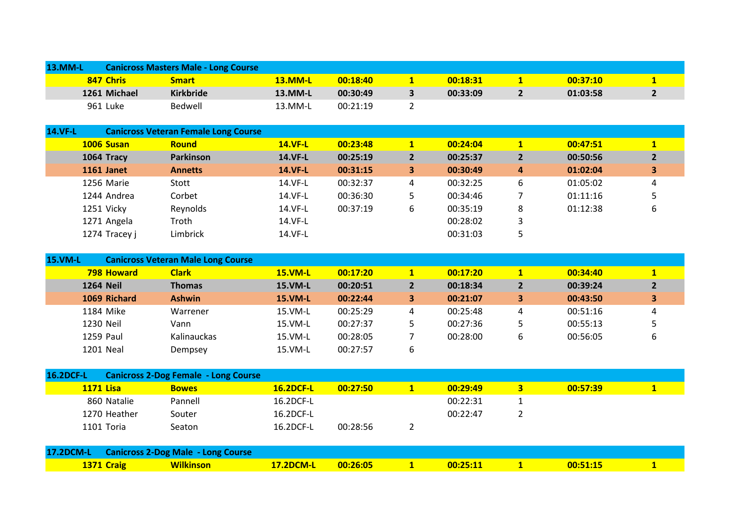| 13.MM-L | Canicross Masters Male - Long Course | | | | | | | | |
|---|---|---|---|---|---|---|---|---|---|
| **847** | **Chris** | **Smart** | **13.MM-L** | **00:18:40** | **1** | **00:18:31** | **1** | **00:37:10** | **1** |
| **1261** | **Michael** | **Kirkbride** | **13.MM-L** | **00:30:49** | **3** | **00:33:09** | **2** | **01:03:58** | **2** |
| 961 | Luke | Bedwell | 13.MM-L | 00:21:19 | 2 | | | | |

| 14.VF-L | Canicross Veteran Female Long Course | | | | | | | | |
|---|---|---|---|---|---|---|---|---|---|
| **1006** | **Susan** | **Round** | **14.VF-L** | **00:23:48** | **1** | **00:24:04** | **1** | **00:47:51** | **1** |
| **1064** | **Tracy** | **Parkinson** | **14.VF-L** | **00:25:19** | **2** | **00:25:37** | **2** | **00:50:56** | **2** |
| **1161** | **Janet** | **Annetts** | **14.VF-L** | **00:31:15** | **3** | **00:30:49** | **4** | **01:02:04** | **3** |
| 1256 | Marie | Stott | 14.VF-L | 00:32:37 | 4 | 00:32:25 | 6 | 01:05:02 | 4 |
| 1244 | Andrea | Corbet | 14.VF-L | 00:36:30 | 5 | 00:34:46 | 7 | 01:11:16 | 5 |
| 1251 | Vicky | Reynolds | 14.VF-L | 00:37:19 | 6 | 00:35:19 | 8 | 01:12:38 | 6 |
| 1271 | Angela | Troth | 14.VF-L | | | 00:28:02 | 3 | | |
| 1274 | Tracey j | Limbrick | 14.VF-L | | | 00:31:03 | 5 | | |

| 15.VM-L | Canicross Veteran Male Long Course | | | | | | | | |
|---|---|---|---|---|---|---|---|---|---|
| **798** | **Howard** | **Clark** | **15.VM-L** | **00:17:20** | **1** | **00:17:20** | **1** | **00:34:40** | **1** |
| **1264** | **Neil** | **Thomas** | **15.VM-L** | **00:20:51** | **2** | **00:18:34** | **2** | **00:39:24** | **2** |
| **1069** | **Richard** | **Ashwin** | **15.VM-L** | **00:22:44** | **3** | **00:21:07** | **3** | **00:43:50** | **3** |
| 1184 | Mike | Warrener | 15.VM-L | 00:25:29 | 4 | 00:25:48 | 4 | 00:51:16 | 4 |
| 1230 | Neil | Vann | 15.VM-L | 00:27:37 | 5 | 00:27:36 | 5 | 00:55:13 | 5 |
| 1259 | Paul | Kalinauckas | 15.VM-L | 00:28:05 | 7 | 00:28:00 | 6 | 00:56:05 | 6 |
| 1201 | Neal | Dempsey | 15.VM-L | 00:27:57 | 6 | | | | |

| 16.2DCF-L | Canicross 2-Dog Female - Long Course | | | | | | | | |
|---|---|---|---|---|---|---|---|---|---|
| **1171** | **Lisa** | **Bowes** | **16.2DCF-L** | **00:27:50** | **1** | **00:29:49** | **3** | **00:57:39** | **1** |
| 860 | Natalie | Pannell | 16.2DCF-L | | | 00:22:31 | 1 | | |
| 1270 | Heather | Souter | 16.2DCF-L | | | 00:22:47 | 2 | | |
| 1101 | Toria | Seaton | 16.2DCF-L | 00:28:56 | 2 | | | | |

| 17.2DCM-L | Canicross 2-Dog Male - Long Course | | | | | | | | |
|---|---|---|---|---|---|---|---|---|---|
| **1371** | **Craig** | **Wilkinson** | **17.2DCM-L** | **00:26:05** | **1** | **00:25:11** | **1** | **00:51:15** | **1** |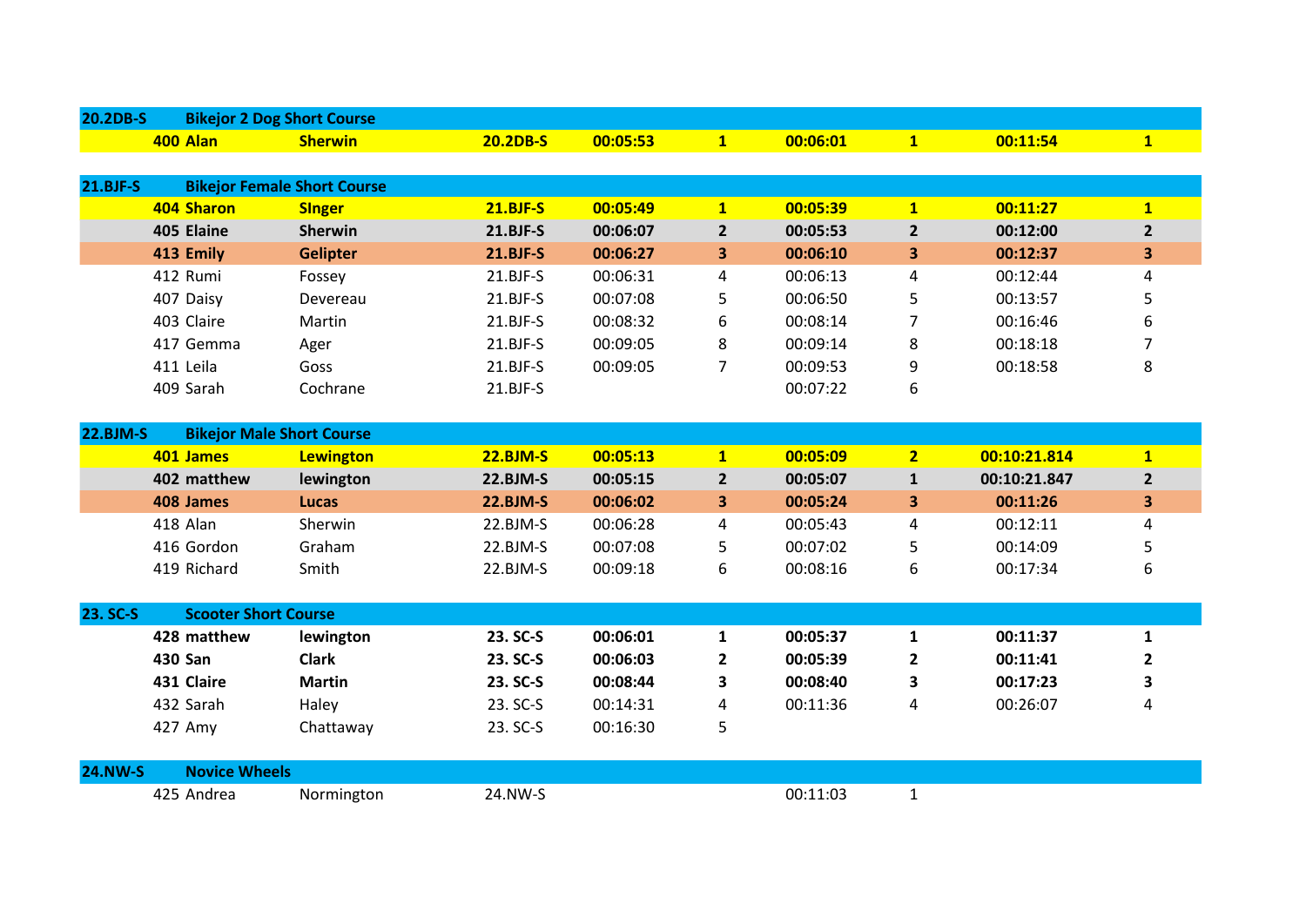| 20.2DB-S | Bikejor 2 Dog Short Course | | | | | | | | |
|---|---|---|---|---|---|---|---|---|---|
| | **400 Alan** | **Sherwin** | **20.2DB-S** | **00:05:53** | **1** | **00:06:01** | **1** | **00:11:54** | **1** |

| 21.BJF-S | Bikejor Female Short Course | | | | | | | | |
|---|---|---|---|---|---|---|---|---|---|
| | **404 Sharon** | **SInger** | **21.BJF-S** | **00:05:49** | **1** | **00:05:39** | **1** | **00:11:27** | **1** |
| | **405 Elaine** | **Sherwin** | **21.BJF-S** | **00:06:07** | **2** | **00:05:53** | **2** | **00:12:00** | **2** |
| | **413 Emily** | **Gelipter** | **21.BJF-S** | **00:06:27** | **3** | **00:06:10** | **3** | **00:12:37** | **3** |
| | 412 Rumi | Fossey | 21.BJF-S | 00:06:31 | 4 | 00:06:13 | 4 | 00:12:44 | 4 |
| | 407 Daisy | Devereau | 21.BJF-S | 00:07:08 | 5 | 00:06:50 | 5 | 00:13:57 | 5 |
| | 403 Claire | Martin | 21.BJF-S | 00:08:32 | 6 | 00:08:14 | 7 | 00:16:46 | 6 |
| | 417 Gemma | Ager | 21.BJF-S | 00:09:05 | 8 | 00:09:14 | 8 | 00:18:18 | 7 |
| | 411 Leila | Goss | 21.BJF-S | 00:09:05 | 7 | 00:09:53 | 9 | 00:18:58 | 8 |
| | 409 Sarah | Cochrane | 21.BJF-S | | | 00:07:22 | 6 | | |

| 22.BJM-S | Bikejor Male Short Course | | | | | | | | |
|---|---|---|---|---|---|---|---|---|---|
| | **401 James** | **Lewington** | **22.BJM-S** | **00:05:13** | **1** | **00:05:09** | **2** | **00:10:21.814** | **1** |
| | **402 matthew** | **lewington** | **22.BJM-S** | **00:05:15** | **2** | **00:05:07** | **1** | **00:10:21.847** | **2** |
| | **408 James** | **Lucas** | **22.BJM-S** | **00:06:02** | **3** | **00:05:24** | **3** | **00:11:26** | **3** |
| | 418 Alan | Sherwin | 22.BJM-S | 00:06:28 | 4 | 00:05:43 | 4 | 00:12:11 | 4 |
| | 416 Gordon | Graham | 22.BJM-S | 00:07:08 | 5 | 00:07:02 | 5 | 00:14:09 | 5 |
| | 419 Richard | Smith | 22.BJM-S | 00:09:18 | 6 | 00:08:16 | 6 | 00:17:34 | 6 |

| 23. SC-S | Scooter Short Course | | | | | | | | |
|---|---|---|---|---|---|---|---|---|---|
| | **428 matthew** | **lewington** | **23. SC-S** | **00:06:01** | **1** | **00:05:37** | **1** | **00:11:37** | **1** |
| | **430 San** | **Clark** | **23. SC-S** | **00:06:03** | **2** | **00:05:39** | **2** | **00:11:41** | **2** |
| | **431 Claire** | **Martin** | **23. SC-S** | **00:08:44** | **3** | **00:08:40** | **3** | **00:17:23** | **3** |
| | 432 Sarah | Haley | 23. SC-S | 00:14:31 | 4 | 00:11:36 | 4 | 00:26:07 | 4 |
| | 427 Amy | Chattaway | 23. SC-S | 00:16:30 | 5 | | | | |

| 24.NW-S | Novice Wheels | | | | | | | | |
|---|---|---|---|---|---|---|---|---|---|
| | 425 Andrea | Normington | 24.NW-S | | | 00:11:03 | 1 | | |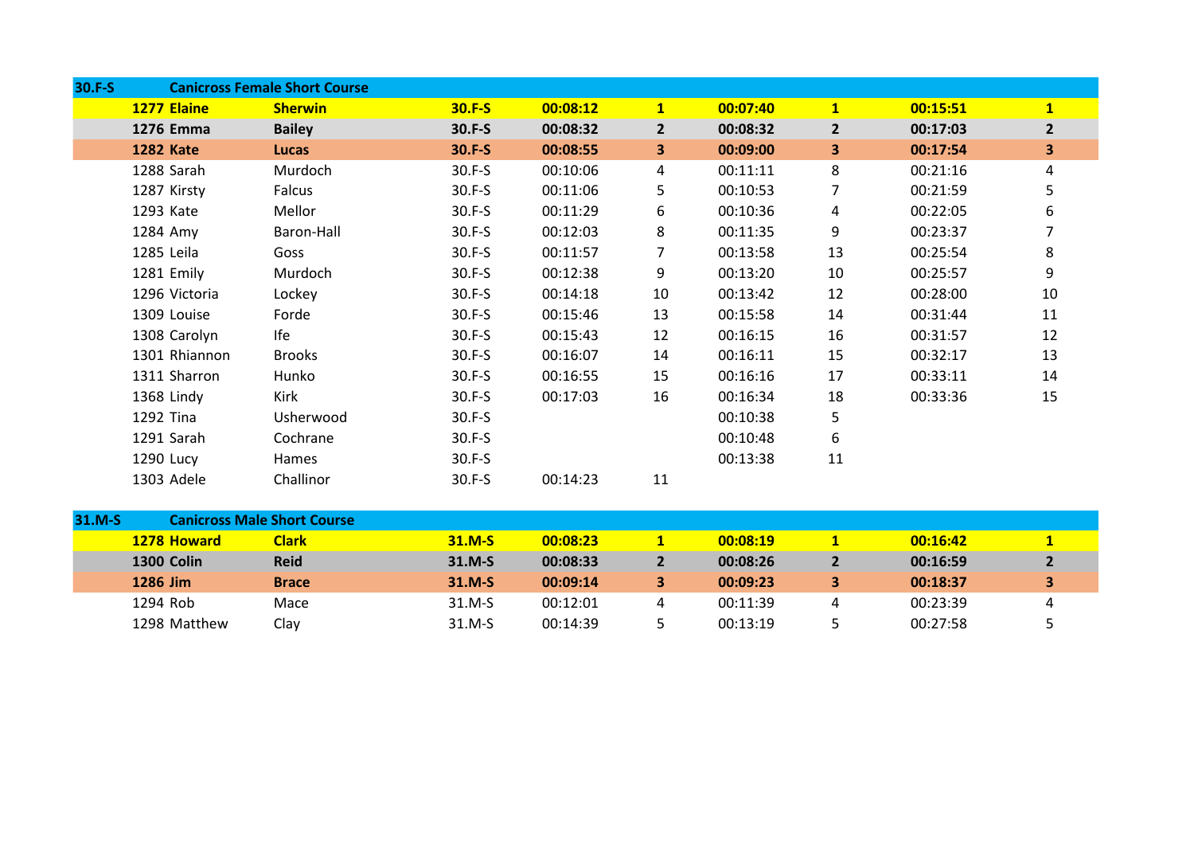| 30.F-S | Canicross Female Short Course | | | | | | | | |
|---|---|---|---|---|---|---|---|---|---|
| 1277 | **Elaine** | **Sherwin** | **30.F-S** | **00:08:12** | **1** | **00:07:40** | **1** | **00:15:51** | **1** |
| 1276 | **Emma** | **Bailey** | **30.F-S** | **00:08:32** | **2** | **00:08:32** | **2** | **00:17:03** | **2** |
| 1282 | **Kate** | **Lucas** | **30.F-S** | **00:08:55** | **3** | **00:09:00** | **3** | **00:17:54** | **3** |
| 1288 | Sarah | Murdoch | 30.F-S | 00:10:06 | 4 | 00:11:11 | 8 | 00:21:16 | 4 |
| 1287 | Kirsty | Falcus | 30.F-S | 00:11:06 | 5 | 00:10:53 | 7 | 00:21:59 | 5 |
| 1293 | Kate | Mellor | 30.F-S | 00:11:29 | 6 | 00:10:36 | 4 | 00:22:05 | 6 |
| 1284 | Amy | Baron-Hall | 30.F-S | 00:12:03 | 8 | 00:11:35 | 9 | 00:23:37 | 7 |
| 1285 | Leila | Goss | 30.F-S | 00:11:57 | 7 | 00:13:58 | 13 | 00:25:54 | 8 |
| 1281 | Emily | Murdoch | 30.F-S | 00:12:38 | 9 | 00:13:20 | 10 | 00:25:57 | 9 |
| 1296 | Victoria | Lockey | 30.F-S | 00:14:18 | 10 | 00:13:42 | 12 | 00:28:00 | 10 |
| 1309 | Louise | Forde | 30.F-S | 00:15:46 | 13 | 00:15:58 | 14 | 00:31:44 | 11 |
| 1308 | Carolyn | Ife | 30.F-S | 00:15:43 | 12 | 00:16:15 | 16 | 00:31:57 | 12 |
| 1301 | Rhiannon | Brooks | 30.F-S | 00:16:07 | 14 | 00:16:11 | 15 | 00:32:17 | 13 |
| 1311 | Sharron | Hunko | 30.F-S | 00:16:55 | 15 | 00:16:16 | 17 | 00:33:11 | 14 |
| 1368 | Lindy | Kirk | 30.F-S | 00:17:03 | 16 | 00:16:34 | 18 | 00:33:36 | 15 |
| 1292 | Tina | Usherwood | 30.F-S | | | 00:10:38 | 5 | | |
| 1291 | Sarah | Cochrane | 30.F-S | | | 00:10:48 | 6 | | |
| 1290 | Lucy | Hames | 30.F-S | | | 00:13:38 | 11 | | |
| 1303 | Adele | Challinor | 30.F-S | 00:14:23 | 11 | | | | |

| 31.M-S | Canicross Male Short Course | | | | | | | | |
|---|---|---|---|---|---|---|---|---|---|
| 1278 | **Howard** | **Clark** | **31.M-S** | **00:08:23** | **1** | **00:08:19** | **1** | **00:16:42** | **1** |
| 1300 | **Colin** | **Reid** | **31.M-S** | **00:08:33** | **2** | **00:08:26** | **2** | **00:16:59** | **2** |
| 1286 | **Jim** | **Brace** | **31.M-S** | **00:09:14** | **3** | **00:09:23** | **3** | **00:18:37** | **3** |
| 1294 | Rob | Mace | 31.M-S | 00:12:01 | 4 | 00:11:39 | 4 | 00:23:39 | 4 |
| 1298 | Matthew | Clay | 31.M-S | 00:14:39 | 5 | 00:13:19 | 5 | 00:27:58 | 5 |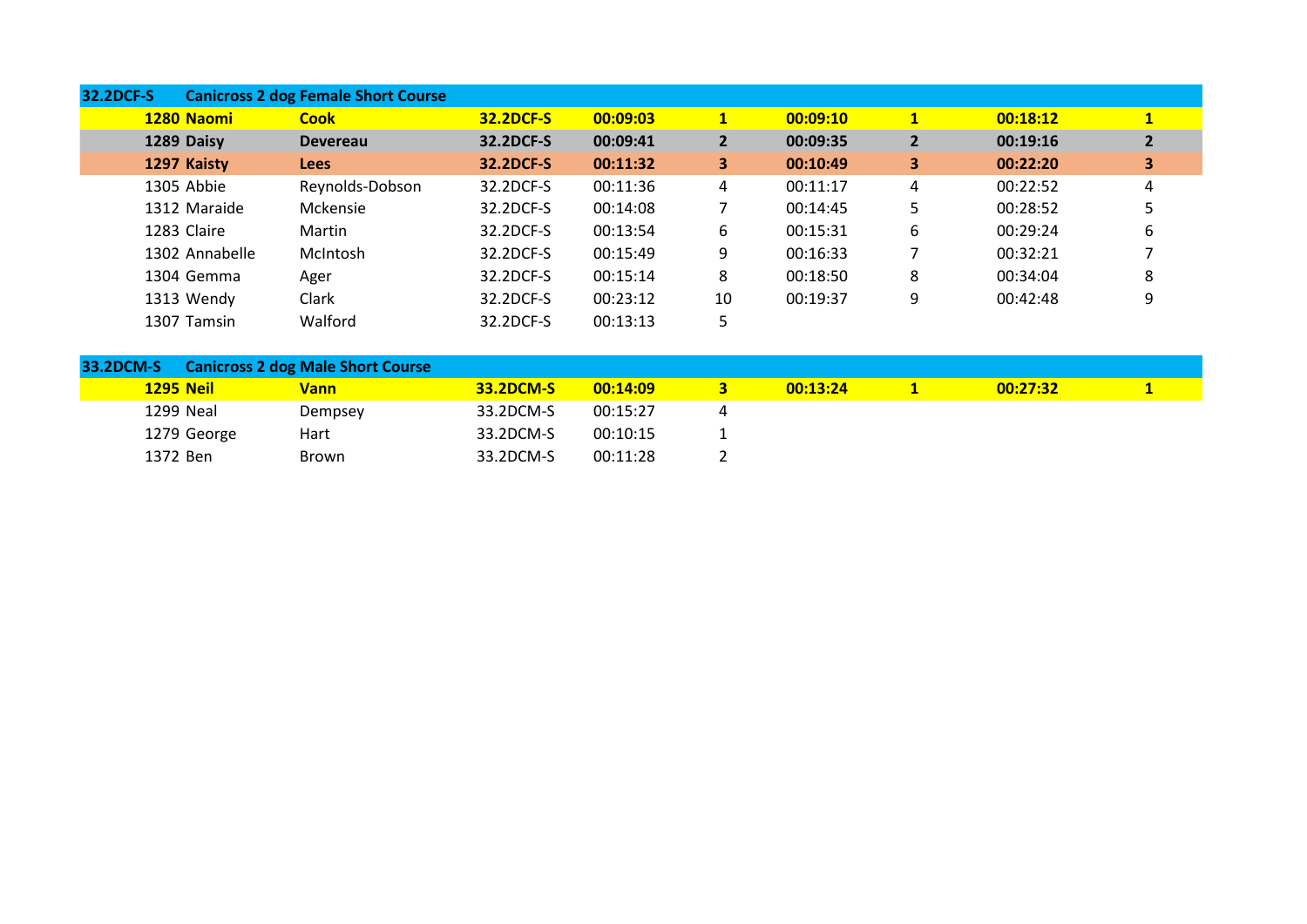| 32.2DCF-S | Canicross 2 dog Female Short Course | | | | | | | | |
|---|---|---|---|---|---|---|---|---|---|
| **1280** | **Naomi** | **Cook** | **32.2DCF-S** | **00:09:03** | **1** | **00:09:10** | **1** | **00:18:12** | **1** |
| **1289** | **Daisy** | **Devereau** | **32.2DCF-S** | **00:09:41** | **2** | **00:09:35** | **2** | **00:19:16** | **2** |
| **1297** | **Kaisty** | **Lees** | **32.2DCF-S** | **00:11:32** | **3** | **00:10:49** | **3** | **00:22:20** | **3** |
| 1305 | Abbie | Reynolds-Dobson | 32.2DCF-S | 00:11:36 | 4 | 00:11:17 | 4 | 00:22:52 | 4 |
| 1312 | Maraide | Mckensie | 32.2DCF-S | 00:14:08 | 7 | 00:14:45 | 5 | 00:28:52 | 5 |
| 1283 | Claire | Martin | 32.2DCF-S | 00:13:54 | 6 | 00:15:31 | 6 | 00:29:24 | 6 |
| 1302 | Annabelle | McIntosh | 32.2DCF-S | 00:15:49 | 9 | 00:16:33 | 7 | 00:32:21 | 7 |
| 1304 | Gemma | Ager | 32.2DCF-S | 00:15:14 | 8 | 00:18:50 | 8 | 00:34:04 | 8 |
| 1313 | Wendy | Clark | 32.2DCF-S | 00:23:12 | 10 | 00:19:37 | 9 | 00:42:48 | 9 |
| 1307 | Tamsin | Walford | 32.2DCF-S | 00:13:13 | 5 | | | | |

| 33.2DCM-S | Canicross 2 dog Male Short Course | | | | | | | | |
|---|---|---|---|---|---|---|---|---|---|
| **1295** | **Neil** | **Vann** | **33.2DCM-S** | **00:14:09** | **3** | **00:13:24** | **1** | **00:27:32** | **1** |
| 1299 | Neal | Dempsey | 33.2DCM-S | 00:15:27 | 4 | | | | |
| 1279 | George | Hart | 33.2DCM-S | 00:10:15 | 1 | | | | |
| 1372 | Ben | Brown | 33.2DCM-S | 00:11:28 | 2 | | | | |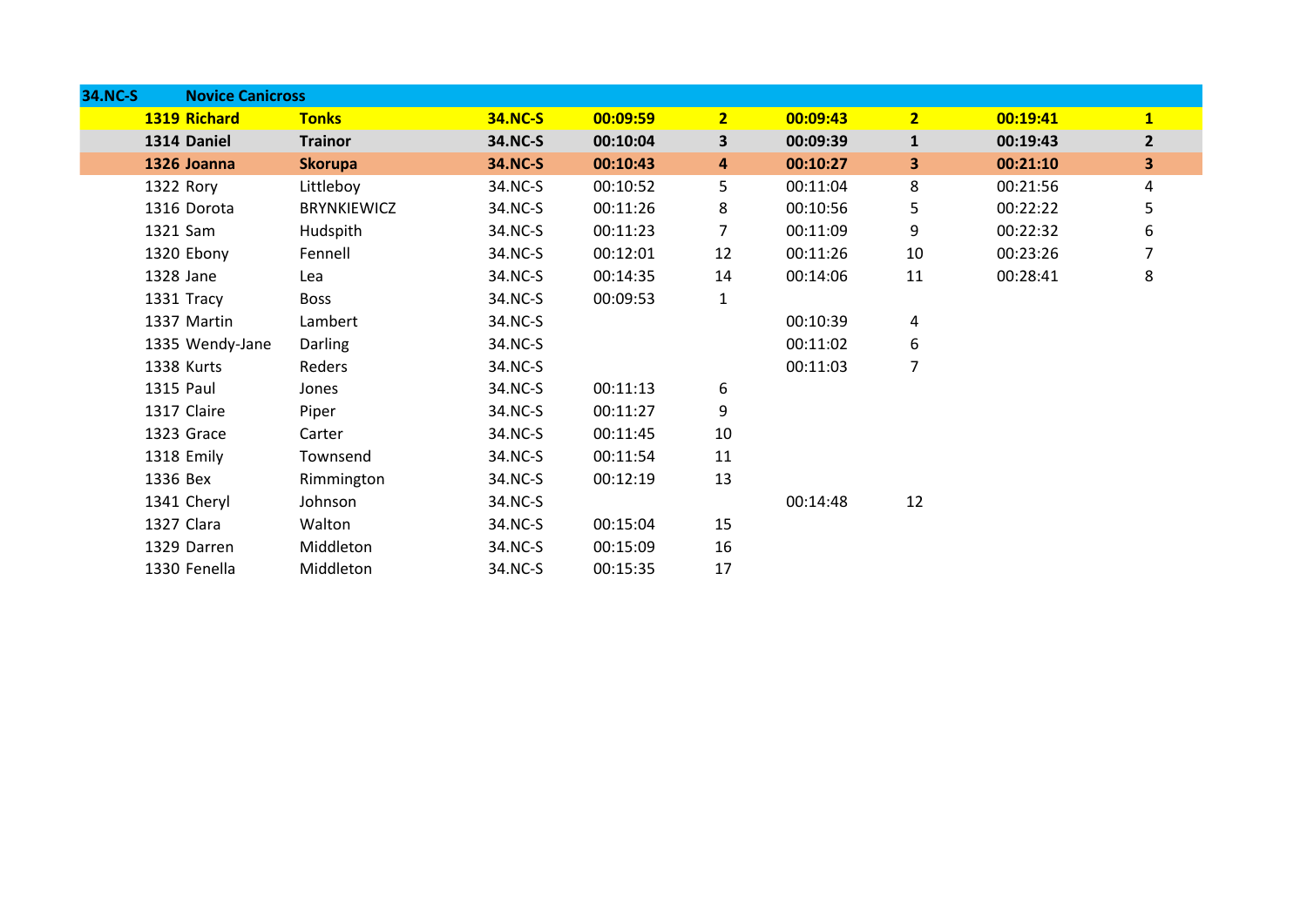| 34.NC-S | Novice Canicross | | | | | | | | |
|---|---|---|---|---|---|---|---|---|---|
| **1319** | **Richard** | **Tonks** | **34.NC-S** | **00:09:59** | **2** | **00:09:43** | **2** | **00:19:41** | **1** |
| **1314** | **Daniel** | **Trainor** | **34.NC-S** | **00:10:04** | **3** | **00:09:39** | **1** | **00:19:43** | **2** |
| **1326** | **Joanna** | **Skorupa** | **34.NC-S** | **00:10:43** | **4** | **00:10:27** | **3** | **00:21:10** | **3** |
| 1322 | Rory | Littleboy | 34.NC-S | 00:10:52 | 5 | 00:11:04 | 8 | 00:21:56 | 4 |
| 1316 | Dorota | BRYNKIEWICZ | 34.NC-S | 00:11:26 | 8 | 00:10:56 | 5 | 00:22:22 | 5 |
| 1321 | Sam | Hudspith | 34.NC-S | 00:11:23 | 7 | 00:11:09 | 9 | 00:22:32 | 6 |
| 1320 | Ebony | Fennell | 34.NC-S | 00:12:01 | 12 | 00:11:26 | 10 | 00:23:26 | 7 |
| 1328 | Jane | Lea | 34.NC-S | 00:14:35 | 14 | 00:14:06 | 11 | 00:28:41 | 8 |
| 1331 | Tracy | Boss | 34.NC-S | 00:09:53 | 1 | | | | |
| 1337 | Martin | Lambert | 34.NC-S | | | 00:10:39 | 4 | | |
| 1335 | Wendy-Jane | Darling | 34.NC-S | | | 00:11:02 | 6 | | |
| 1338 | Kurts | Reders | 34.NC-S | | | 00:11:03 | 7 | | |
| 1315 | Paul | Jones | 34.NC-S | 00:11:13 | 6 | | | | |
| 1317 | Claire | Piper | 34.NC-S | 00:11:27 | 9 | | | | |
| 1323 | Grace | Carter | 34.NC-S | 00:11:45 | 10 | | | | |
| 1318 | Emily | Townsend | 34.NC-S | 00:11:54 | 11 | | | | |
| 1336 | Bex | Rimmington | 34.NC-S | 00:12:19 | 13 | | | | |
| 1341 | Cheryl | Johnson | 34.NC-S | | | 00:14:48 | 12 | | |
| 1327 | Clara | Walton | 34.NC-S | 00:15:04 | 15 | | | | |
| 1329 | Darren | Middleton | 34.NC-S | 00:15:09 | 16 | | | | |
| 1330 | Fenella | Middleton | 34.NC-S | 00:15:35 | 17 | | | | |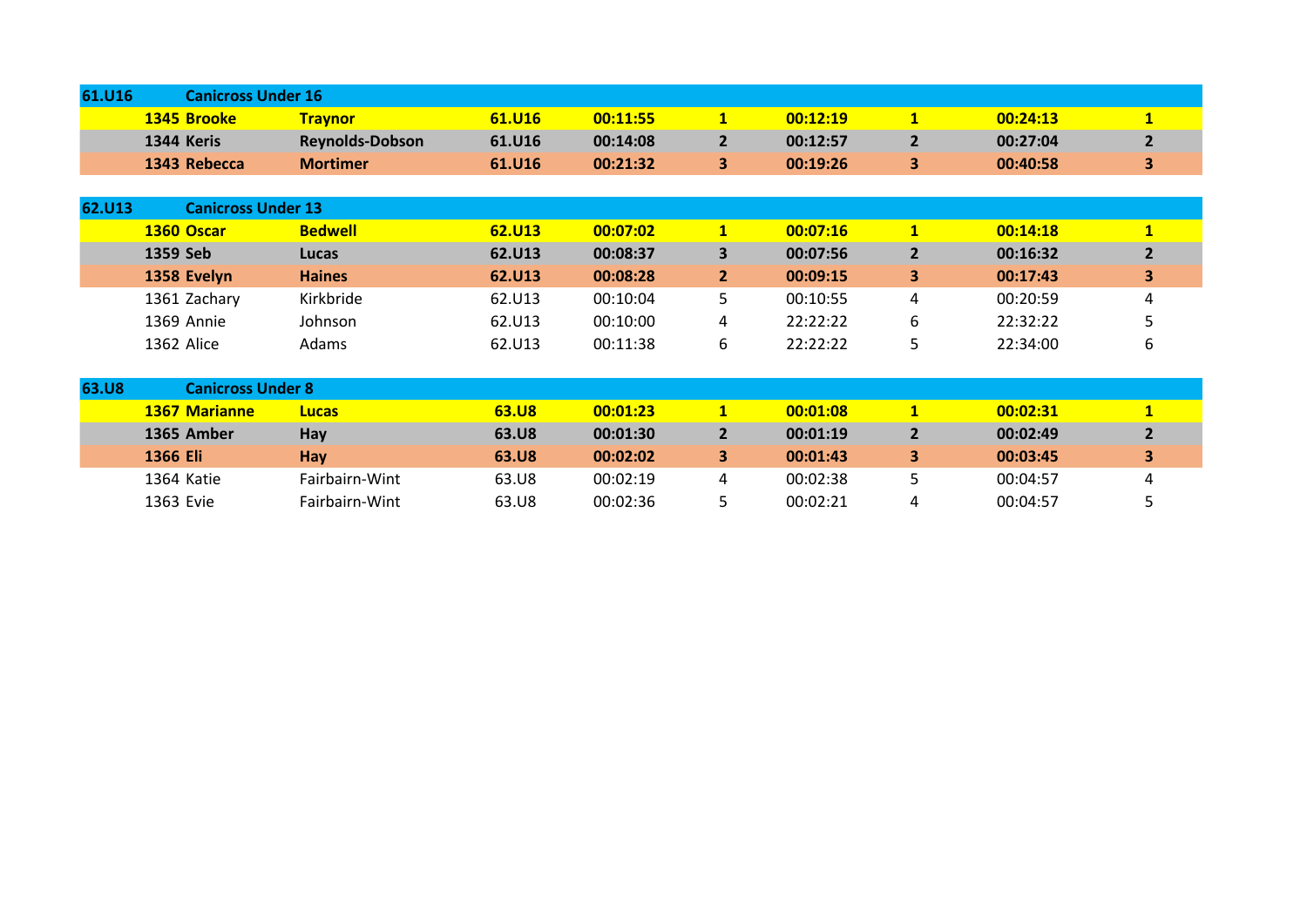| 61.U16 | Canicross Under 16 | | | | | | | | |
|---|---|---|---|---|---|---|---|---|---|
| | **1345 Brooke** | **Traynor** | **61.U16** | **00:11:55** | **1** | **00:12:19** | **1** | **00:24:13** | **1** |
| | **1344 Keris** | **Reynolds-Dobson** | **61.U16** | **00:14:08** | **2** | **00:12:57** | **2** | **00:27:04** | **2** |
| | **1343 Rebecca** | **Mortimer** | **61.U16** | **00:21:32** | **3** | **00:19:26** | **3** | **00:40:58** | **3** |

| 62.U13 | Canicross Under 13 | | | | | | | | |
|---|---|---|---|---|---|---|---|---|---|
| | **1360 Oscar** | **Bedwell** | **62.U13** | **00:07:02** | **1** | **00:07:16** | **1** | **00:14:18** | **1** |
| | **1359 Seb** | **Lucas** | **62.U13** | **00:08:37** | **3** | **00:07:56** | **2** | **00:16:32** | **2** |
| | **1358 Evelyn** | **Haines** | **62.U13** | **00:08:28** | **2** | **00:09:15** | **3** | **00:17:43** | **3** |
| | 1361 Zachary | Kirkbride | 62.U13 | 00:10:04 | 5 | 00:10:55 | 4 | 00:20:59 | 4 |
| | 1369 Annie | Johnson | 62.U13 | 00:10:00 | 4 | 22:22:22 | 6 | 22:32:22 | 5 |
| | 1362 Alice | Adams | 62.U13 | 00:11:38 | 6 | 22:22:22 | 5 | 22:34:00 | 6 |

| 63.U8 | Canicross Under 8 | | | | | | | | |
|---|---|---|---|---|---|---|---|---|---|
| | **1367 Marianne** | **Lucas** | **63.U8** | **00:01:23** | **1** | **00:01:08** | **1** | **00:02:31** | **1** |
| | **1365 Amber** | **Hay** | **63.U8** | **00:01:30** | **2** | **00:01:19** | **2** | **00:02:49** | **2** |
| | **1366 Eli** | **Hay** | **63.U8** | **00:02:02** | **3** | **00:01:43** | **3** | **00:03:45** | **3** |
| | 1364 Katie | Fairbairn-Wint | 63.U8 | 00:02:19 | 4 | 00:02:38 | 5 | 00:04:57 | 4 |
| | 1363 Evie | Fairbairn-Wint | 63.U8 | 00:02:36 | 5 | 00:02:21 | 4 | 00:04:57 | 5 |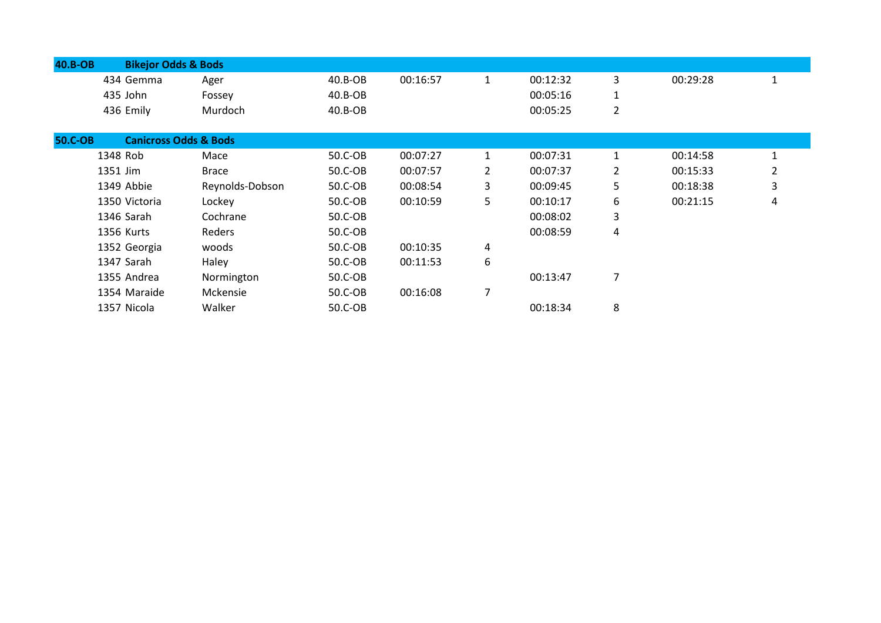| | | | | | | | | | |
|---|---|---|---|---|---|---|---|---|---|
| **40.B-OB** | **Bikejor Odds & Bods** | | | | | | | | |
| 434 | Gemma | Ager | 40.B-OB | 00:16:57 | 1 | 00:12:32 | 3 | 00:29:28 | 1 |
| 435 | John | Fossey | 40.B-OB | | | 00:05:16 | 1 | | |
| 436 | Emily | Murdoch | 40.B-OB | | | 00:05:25 | 2 | | |
| | | | | | | | | | |
| **50.C-OB** | **Canicross Odds & Bods** | | | | | | | | |
| 1348 | Rob | Mace | 50.C-OB | 00:07:27 | 1 | 00:07:31 | 1 | 00:14:58 | 1 |
| 1351 | Jim | Brace | 50.C-OB | 00:07:57 | 2 | 00:07:37 | 2 | 00:15:33 | 2 |
| 1349 | Abbie | Reynolds-Dobson | 50.C-OB | 00:08:54 | 3 | 00:09:45 | 5 | 00:18:38 | 3 |
| 1350 | Victoria | Lockey | 50.C-OB | 00:10:59 | 5 | 00:10:17 | 6 | 00:21:15 | 4 |
| 1346 | Sarah | Cochrane | 50.C-OB | | | 00:08:02 | 3 | | |
| 1356 | Kurts | Reders | 50.C-OB | | | 00:08:59 | 4 | | |
| 1352 | Georgia | woods | 50.C-OB | 00:10:35 | 4 | | | | |
| 1347 | Sarah | Haley | 50.C-OB | 00:11:53 | 6 | | | | |
| 1355 | Andrea | Normington | 50.C-OB | | | 00:13:47 | 7 | | |
| 1354 | Maraide | Mckensie | 50.C-OB | 00:16:08 | 7 | | | | |
| 1357 | Nicola | Walker | 50.C-OB | | | 00:18:34 | 8 | | |